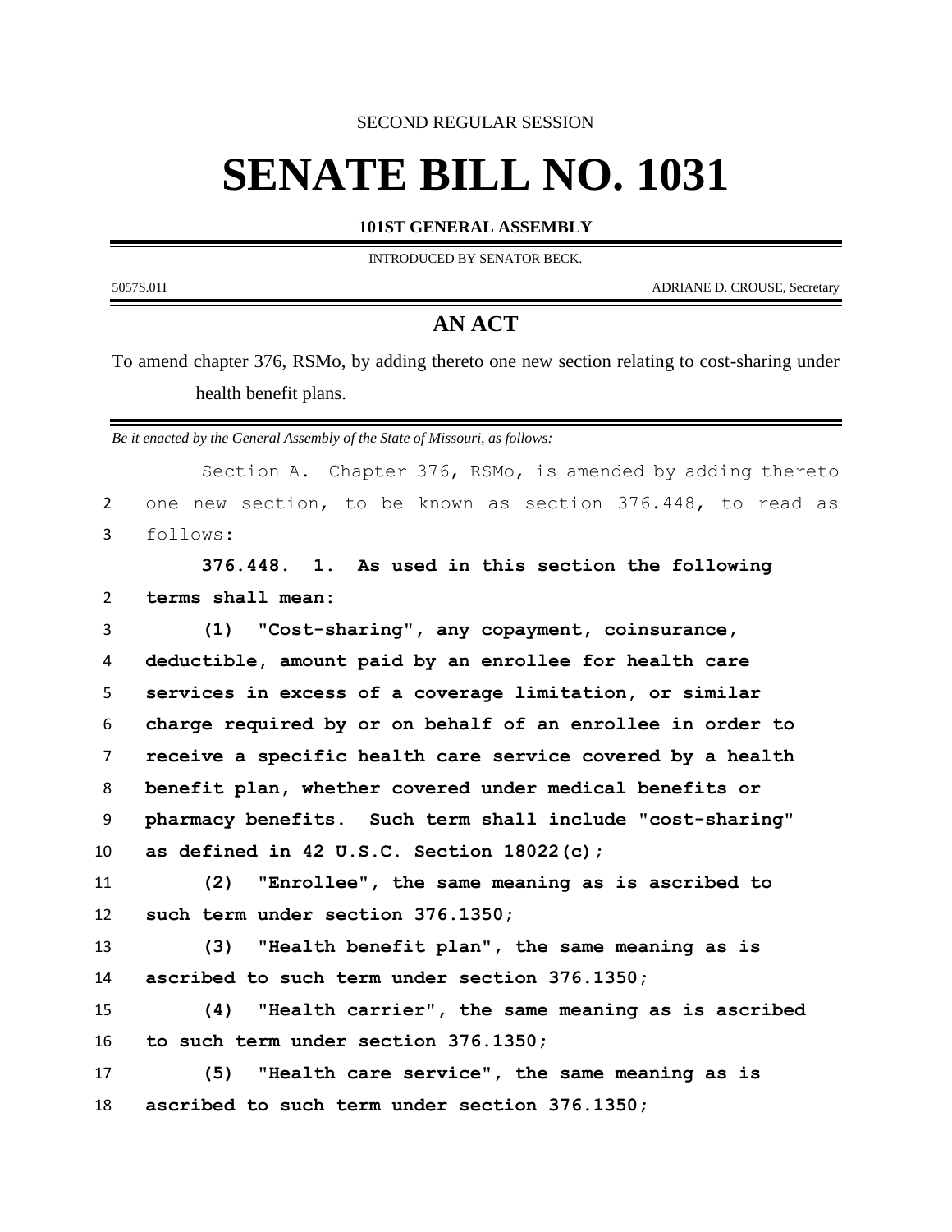SECOND REGULAR SESSION

# SENATE BILL NO. 1031

**101ST GENERAL ASSEMBLY**

INTRODUCED BY SENATOR BECK.

5057S.01I ADRIANE D. CROUSE, Secretary

## AN ACT

To amend chapter 376, RSMo, by adding thereto one new section relating to cost-sharing under health benefit plans.

*Be it enacted by the General Assembly of the State of Missouri, as follows:*

Section A. Chapter 376, RSMo, is amended by adding thereto one new section, to be known as section 376.448, to read as follows:

**376.448. 1. As used in this section the following terms shall mean:**

**(1) "Cost-sharing", any copayment, coinsurance, deductible, amount paid by an enrollee for health care services in excess of a coverage limitation, or similar charge required by or on behalf of an enrollee in order to receive a specific health care service covered by a health benefit plan, whether covered under medical benefits or pharmacy benefits. Such term shall include "cost-sharing" as defined in 42 U.S.C. Section 18022(c);**

**(2) "Enrollee", the same meaning as is ascribed to such term under section 376.1350;**

**(3) "Health benefit plan", the same meaning as is ascribed to such term under section 376.1350;**

**(4) "Health carrier", the same meaning as is ascribed to such term under section 376.1350;**

**(5) "Health care service", the same meaning as is ascribed to such term under section 376.1350;**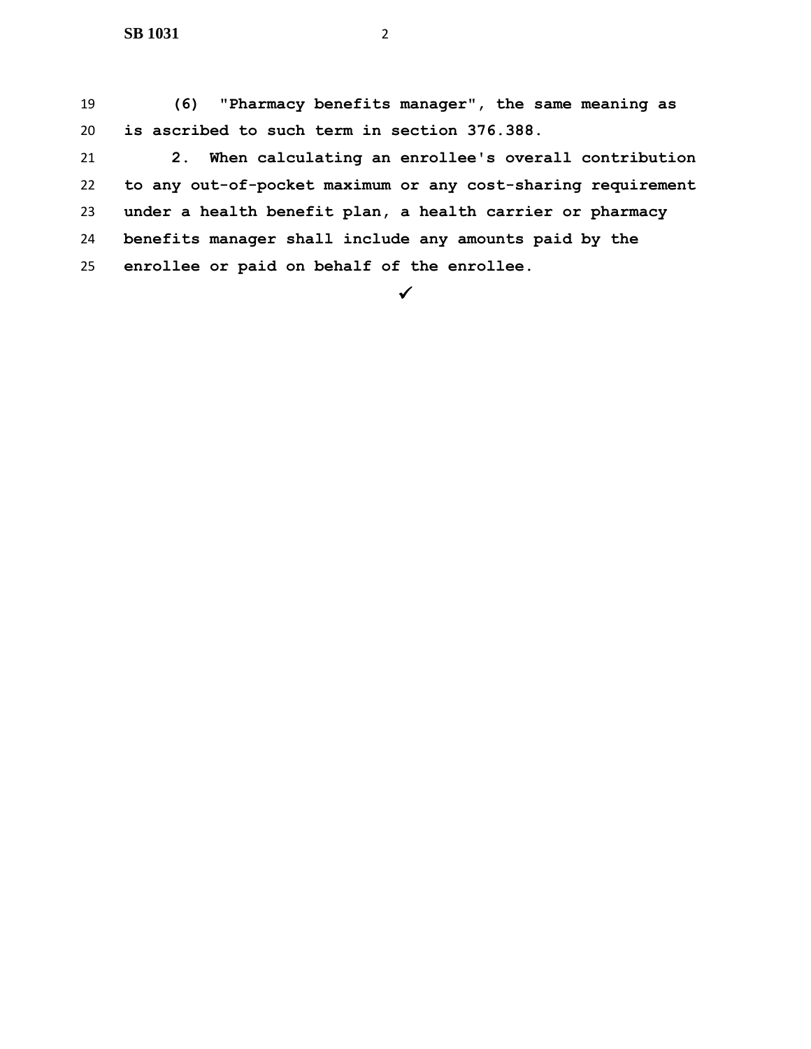**(6) "Pharmacy benefits manager", the same meaning as is ascribed to such term in section 376.388.**

**2. When calculating an enrollee's overall contribution to any out-of-pocket maximum or any cost-sharing requirement under a health benefit plan, a health carrier or pharmacy benefits manager shall include any amounts paid by the enrollee or paid on behalf of the enrollee.**

✓